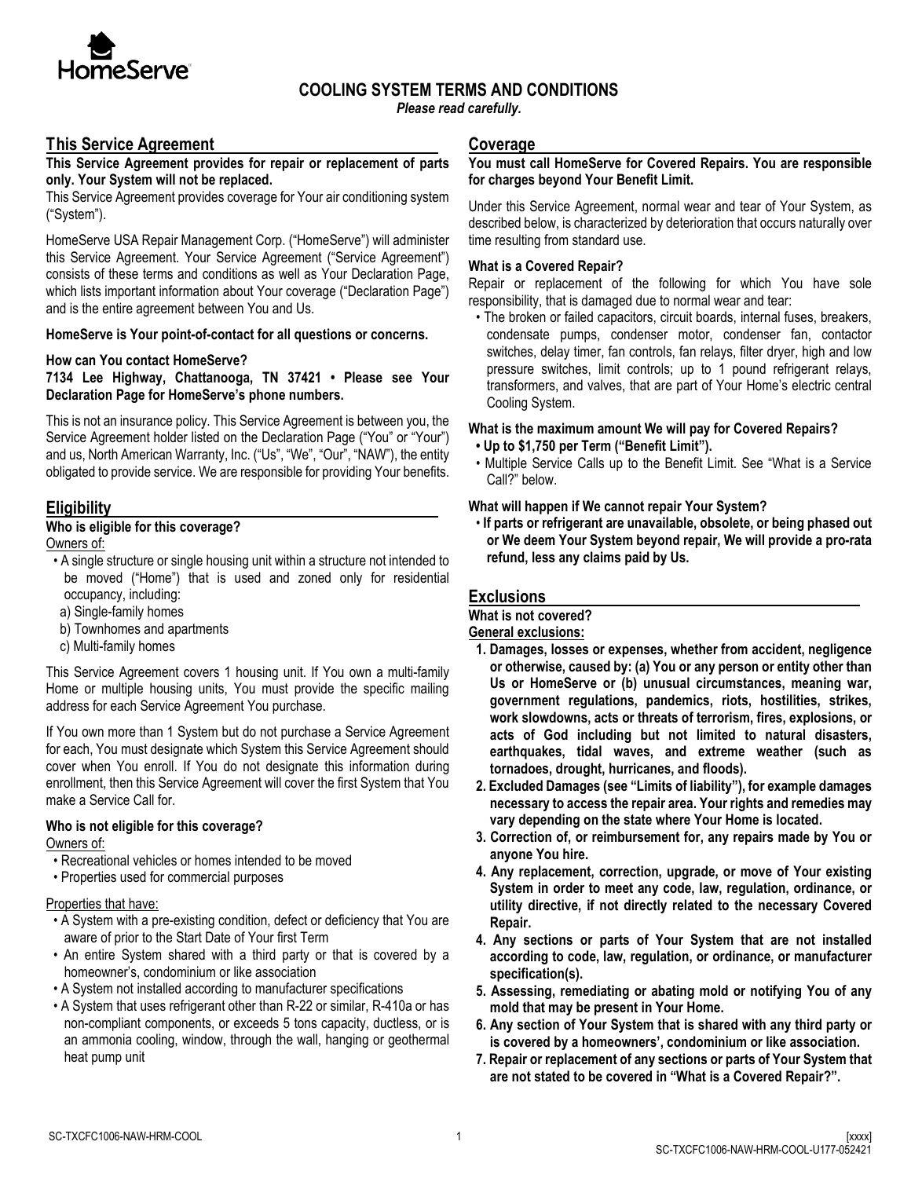# COOLING SYSTEM TERMS AND CONDITIONS

***Please read carefully.***

## This Service Agreement

**This Service Agreement provides for repair or replacement of parts only. Your System will not be replaced.**

This Service Agreement provides coverage for Your air conditioning system ("System").

HomeServe USA Repair Management Corp. ("HomeServe") will administer this Service Agreement. Your Service Agreement ("Service Agreement") consists of these terms and conditions as well as Your Declaration Page, which lists important information about Your coverage ("Declaration Page") and is the entire agreement between You and Us.

**HomeServe is Your point-of-contact for all questions or concerns.**

**How can You contact HomeServe?**

**7134 Lee Highway, Chattanooga, TN 37421 • Please see Your Declaration Page for HomeServe's phone numbers.**

This is not an insurance policy. This Service Agreement is between you, the Service Agreement holder listed on the Declaration Page ("You" or "Your") and us, North American Warranty, Inc. ("Us", "We", "Our", "NAW"), the entity obligated to provide service. We are responsible for providing Your benefits.

## Eligibility

**Who is eligible for this coverage?**

Owners of:

- A single structure or single housing unit within a structure not intended to be moved ("Home") that is used and zoned only for residential occupancy, including:
  - a) Single-family homes
  - b) Townhomes and apartments
  - c) Multi-family homes

This Service Agreement covers 1 housing unit. If You own a multi-family Home or multiple housing units, You must provide the specific mailing address for each Service Agreement You purchase.

If You own more than 1 System but do not purchase a Service Agreement for each, You must designate which System this Service Agreement should cover when You enroll. If You do not designate this information during enrollment, then this Service Agreement will cover the first System that You make a Service Call for.

**Who is not eligible for this coverage?**

Owners of:

- Recreational vehicles or homes intended to be moved
- Properties used for commercial purposes

Properties that have:

- A System with a pre-existing condition, defect or deficiency that You are aware of prior to the Start Date of Your first Term
- An entire System shared with a third party or that is covered by a homeowner's, condominium or like association
- A System not installed according to manufacturer specifications
- A System that uses refrigerant other than R-22 or similar, R-410a or has non-compliant components, or exceeds 5 tons capacity, ductless, or is an ammonia cooling, window, through the wall, hanging or geothermal heat pump unit

## Coverage

**You must call HomeServe for Covered Repairs. You are responsible for charges beyond Your Benefit Limit.**

Under this Service Agreement, normal wear and tear of Your System, as described below, is characterized by deterioration that occurs naturally over time resulting from standard use.

**What is a Covered Repair?**

Repair or replacement of the following for which You have sole responsibility, that is damaged due to normal wear and tear:

- The broken or failed capacitors, circuit boards, internal fuses, breakers, condensate pumps, condenser motor, condenser fan, contactor switches, delay timer, fan controls, fan relays, filter dryer, high and low pressure switches, limit controls; up to 1 pound refrigerant relays, transformers, and valves, that are part of Your Home's electric central Cooling System.

**What is the maximum amount We will pay for Covered Repairs?**

- **Up to $1,750 per Term ("Benefit Limit").**
- Multiple Service Calls up to the Benefit Limit. See "What is a Service Call?" below.

**What will happen if We cannot repair Your System?**

- **If parts or refrigerant are unavailable, obsolete, or being phased out or We deem Your System beyond repair, We will provide a pro-rata refund, less any claims paid by Us.**

## Exclusions

**What is not covered?**

**General exclusions:**

1. **Damages, losses or expenses, whether from accident, negligence or otherwise, caused by: (a) You or any person or entity other than Us or HomeServe or (b) unusual circumstances, meaning war, government regulations, pandemics, riots, hostilities, strikes, work slowdowns, acts or threats of terrorism, fires, explosions, or acts of God including but not limited to natural disasters, earthquakes, tidal waves, and extreme weather (such as tornadoes, drought, hurricanes, and floods).**
2. **Excluded Damages (see "Limits of liability"), for example damages necessary to access the repair area. Your rights and remedies may vary depending on the state where Your Home is located.**
3. **Correction of, or reimbursement for, any repairs made by You or anyone You hire.**
4. **Any replacement, correction, upgrade, or move of Your existing System in order to meet any code, law, regulation, ordinance, or utility directive, if not directly related to the necessary Covered Repair.**
4. **Any sections or parts of Your System that are not installed according to code, law, regulation, or ordinance, or manufacturer specification(s).**
5. **Assessing, remediating or abating mold or notifying You of any mold that may be present in Your Home.**
6. **Any section of Your System that is shared with any third party or is covered by a homeowners', condominium or like association.**
7. **Repair or replacement of any sections or parts of Your System that are not stated to be covered in "What is a Covered Repair?".**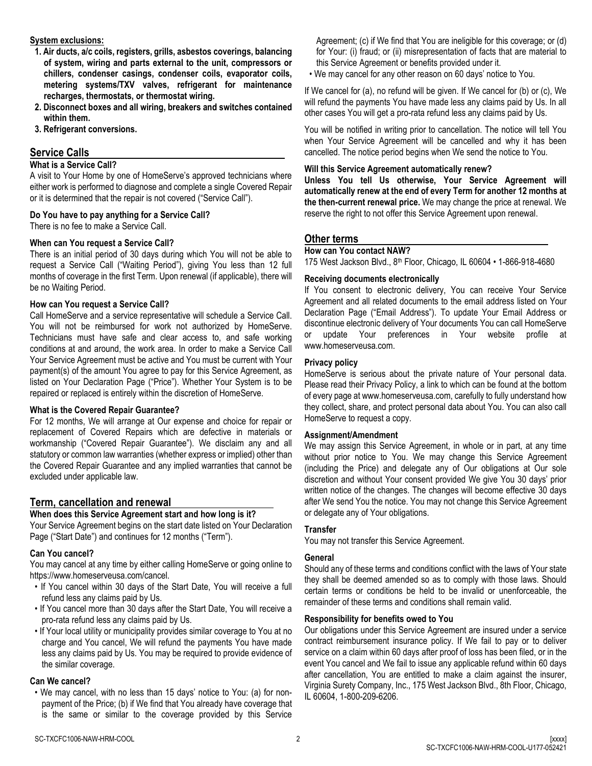**System exclusions:**

1. **Air ducts, a/c coils, registers, grills, asbestos coverings, balancing of system, wiring and parts external to the unit, compressors or chillers, condenser casings, condenser coils, evaporator coils, metering systems/TXV valves, refrigerant for maintenance recharges, thermostats, or thermostat wiring.**
2. **Disconnect boxes and all wiring, breakers and switches contained within them.**
3. **Refrigerant conversions.**

## Service Calls

### What is a Service Call?

A visit to Your Home by one of HomeServe's approved technicians where either work is performed to diagnose and complete a single Covered Repair or it is determined that the repair is not covered ("Service Call").

### Do You have to pay anything for a Service Call?

There is no fee to make a Service Call.

### When can You request a Service Call?

There is an initial period of 30 days during which You will not be able to request a Service Call ("Waiting Period"), giving You less than 12 full months of coverage in the first Term. Upon renewal (if applicable), there will be no Waiting Period.

### How can You request a Service Call?

Call HomeServe and a service representative will schedule a Service Call. You will not be reimbursed for work not authorized by HomeServe. Technicians must have safe and clear access to, and safe working conditions at and around, the work area. In order to make a Service Call Your Service Agreement must be active and You must be current with Your payment(s) of the amount You agree to pay for this Service Agreement, as listed on Your Declaration Page ("Price"). Whether Your System is to be repaired or replaced is entirely within the discretion of HomeServe.

### What is the Covered Repair Guarantee?

For 12 months, We will arrange at Our expense and choice for repair or replacement of Covered Repairs which are defective in materials or workmanship ("Covered Repair Guarantee"). We disclaim any and all statutory or common law warranties (whether express or implied) other than the Covered Repair Guarantee and any implied warranties that cannot be excluded under applicable law.

## Term, cancellation and renewal

### When does this Service Agreement start and how long is it?

Your Service Agreement begins on the start date listed on Your Declaration Page ("Start Date") and continues for 12 months ("Term").

### Can You cancel?

You may cancel at any time by either calling HomeServe or going online to https://www.homeserveusa.com/cancel.

- If You cancel within 30 days of the Start Date, You will receive a full refund less any claims paid by Us.
- If You cancel more than 30 days after the Start Date, You will receive a pro-rata refund less any claims paid by Us.
- If Your local utility or municipality provides similar coverage to You at no charge and You cancel, We will refund the payments You have made less any claims paid by Us. You may be required to provide evidence of the similar coverage.

### Can We cancel?

- We may cancel, with no less than 15 days' notice to You: (a) for non-payment of the Price; (b) if We find that You already have coverage that is the same or similar to the coverage provided by this Service Agreement; (c) if We find that You are ineligible for this coverage; or (d) for Your: (i) fraud; or (ii) misrepresentation of facts that are material to this Service Agreement or benefits provided under it.
- We may cancel for any other reason on 60 days' notice to You.

If We cancel for (a), no refund will be given. If We cancel for (b) or (c), We will refund the payments You have made less any claims paid by Us. In all other cases You will get a pro-rata refund less any claims paid by Us.

You will be notified in writing prior to cancellation. The notice will tell You when Your Service Agreement will be cancelled and why it has been cancelled. The notice period begins when We send the notice to You.

### Will this Service Agreement automatically renew?

**Unless You tell Us otherwise, Your Service Agreement will automatically renew at the end of every Term for another 12 months at the then-current renewal price.** We may change the price at renewal. We reserve the right to not offer this Service Agreement upon renewal.

## Other terms

### How can You contact NAW?

175 West Jackson Blvd., 8th Floor, Chicago, IL 60604 • 1-866-918-4680

### Receiving documents electronically

If You consent to electronic delivery, You can receive Your Service Agreement and all related documents to the email address listed on Your Declaration Page ("Email Address"). To update Your Email Address or discontinue electronic delivery of Your documents You can call HomeServe or update Your preferences in Your website profile at www.homeserveusa.com.

### Privacy policy

HomeServe is serious about the private nature of Your personal data. Please read their Privacy Policy, a link to which can be found at the bottom of every page at www.homeserveusa.com, carefully to fully understand how they collect, share, and protect personal data about You. You can also call HomeServe to request a copy.

### Assignment/Amendment

We may assign this Service Agreement, in whole or in part, at any time without prior notice to You. We may change this Service Agreement (including the Price) and delegate any of Our obligations at Our sole discretion and without Your consent provided We give You 30 days' prior written notice of the changes. The changes will become effective 30 days after We send You the notice. You may not change this Service Agreement or delegate any of Your obligations.

### Transfer

You may not transfer this Service Agreement.

### General

Should any of these terms and conditions conflict with the laws of Your state they shall be deemed amended so as to comply with those laws. Should certain terms or conditions be held to be invalid or unenforceable, the remainder of these terms and conditions shall remain valid.

### Responsibility for benefits owed to You

Our obligations under this Service Agreement are insured under a service contract reimbursement insurance policy. If We fail to pay or to deliver service on a claim within 60 days after proof of loss has been filed, or in the event You cancel and We fail to issue any applicable refund within 60 days after cancellation, You are entitled to make a claim against the insurer, Virginia Surety Company, Inc., 175 West Jackson Blvd., 8th Floor, Chicago, IL 60604, 1-800-209-6206.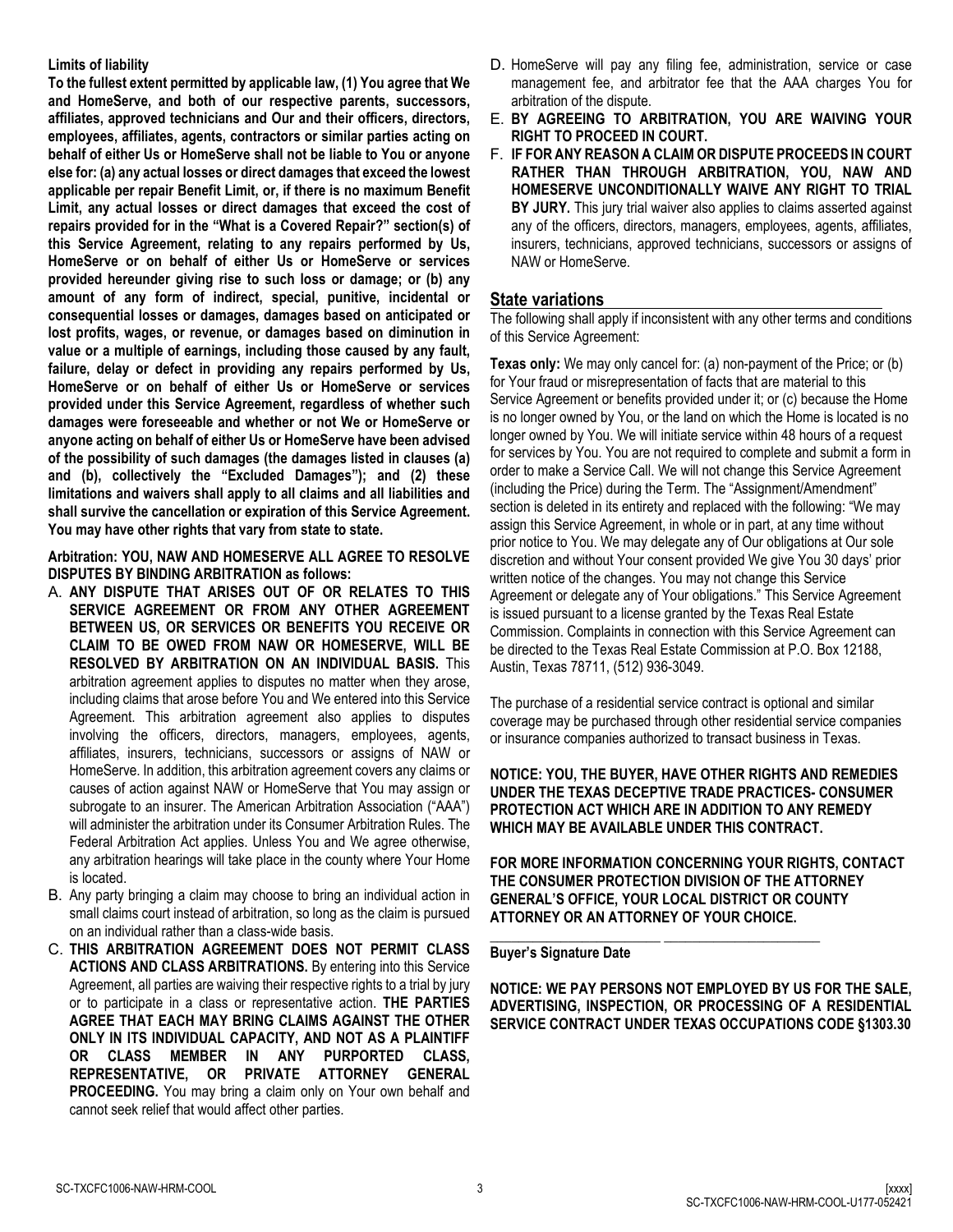**Limits of liability**

**To the fullest extent permitted by applicable law, (1) You agree that We and HomeServe, and both of our respective parents, successors, affiliates, approved technicians and Our and their officers, directors, employees, affiliates, agents, contractors or similar parties acting on behalf of either Us or HomeServe shall not be liable to You or anyone else for: (a) any actual losses or direct damages that exceed the lowest applicable per repair Benefit Limit, or, if there is no maximum Benefit Limit, any actual losses or direct damages that exceed the cost of repairs provided for in the "What is a Covered Repair?" section(s) of this Service Agreement, relating to any repairs performed by Us, HomeServe or on behalf of either Us or HomeServe or services provided hereunder giving rise to such loss or damage; or (b) any amount of any form of indirect, special, punitive, incidental or consequential losses or damages, damages based on anticipated or lost profits, wages, or revenue, or damages based on diminution in value or a multiple of earnings, including those caused by any fault, failure, delay or defect in providing any repairs performed by Us, HomeServe or on behalf of either Us or HomeServe or services provided under this Service Agreement, regardless of whether such damages were foreseeable and whether or not We or HomeServe or anyone acting on behalf of either Us or HomeServe have been advised of the possibility of such damages (the damages listed in clauses (a) and (b), collectively the "Excluded Damages"); and (2) these limitations and waivers shall apply to all claims and all liabilities and shall survive the cancellation or expiration of this Service Agreement. You may have other rights that vary from state to state.**

**Arbitration: YOU, NAW AND HOMESERVE ALL AGREE TO RESOLVE DISPUTES BY BINDING ARBITRATION as follows:**

A. **ANY DISPUTE THAT ARISES OUT OF OR RELATES TO THIS SERVICE AGREEMENT OR FROM ANY OTHER AGREEMENT BETWEEN US, OR SERVICES OR BENEFITS YOU RECEIVE OR CLAIM TO BE OWED FROM NAW OR HOMESERVE, WILL BE RESOLVED BY ARBITRATION ON AN INDIVIDUAL BASIS.** This arbitration agreement applies to disputes no matter when they arose, including claims that arose before You and We entered into this Service Agreement. This arbitration agreement also applies to disputes involving the officers, directors, managers, employees, agents, affiliates, insurers, technicians, successors or assigns of NAW or HomeServe. In addition, this arbitration agreement covers any claims or causes of action against NAW or HomeServe that You may assign or subrogate to an insurer. The American Arbitration Association ("AAA") will administer the arbitration under its Consumer Arbitration Rules. The Federal Arbitration Act applies. Unless You and We agree otherwise, any arbitration hearings will take place in the county where Your Home is located.

B. Any party bringing a claim may choose to bring an individual action in small claims court instead of arbitration, so long as the claim is pursued on an individual rather than a class-wide basis.

C. **THIS ARBITRATION AGREEMENT DOES NOT PERMIT CLASS ACTIONS AND CLASS ARBITRATIONS.** By entering into this Service Agreement, all parties are waiving their respective rights to a trial by jury or to participate in a class or representative action. **THE PARTIES AGREE THAT EACH MAY BRING CLAIMS AGAINST THE OTHER ONLY IN ITS INDIVIDUAL CAPACITY, AND NOT AS A PLAINTIFF OR CLASS MEMBER IN ANY PURPORTED CLASS, REPRESENTATIVE, OR PRIVATE ATTORNEY GENERAL PROCEEDING.** You may bring a claim only on Your own behalf and cannot seek relief that would affect other parties.

D. HomeServe will pay any filing fee, administration, service or case management fee, and arbitrator fee that the AAA charges You for arbitration of the dispute.

E. **BY AGREEING TO ARBITRATION, YOU ARE WAIVING YOUR RIGHT TO PROCEED IN COURT.**

F. **IF FOR ANY REASON A CLAIM OR DISPUTE PROCEEDS IN COURT RATHER THAN THROUGH ARBITRATION, YOU, NAW AND HOMESERVE UNCONDITIONALLY WAIVE ANY RIGHT TO TRIAL BY JURY.** This jury trial waiver also applies to claims asserted against any of the officers, directors, managers, employees, agents, affiliates, insurers, technicians, approved technicians, successors or assigns of NAW or HomeServe.

## State variations

The following shall apply if inconsistent with any other terms and conditions of this Service Agreement:

**Texas only:** We may only cancel for: (a) non-payment of the Price; or (b) for Your fraud or misrepresentation of facts that are material to this Service Agreement or benefits provided under it; or (c) because the Home is no longer owned by You, or the land on which the Home is located is no longer owned by You. We will initiate service within 48 hours of a request for services by You. You are not required to complete and submit a form in order to make a Service Call. We will not change this Service Agreement (including the Price) during the Term. The "Assignment/Amendment" section is deleted in its entirety and replaced with the following: "We may assign this Service Agreement, in whole or in part, at any time without prior notice to You. We may delegate any of Our obligations at Our sole discretion and without Your consent provided We give You 30 days' prior written notice of the changes. You may not change this Service Agreement or delegate any of Your obligations." This Service Agreement is issued pursuant to a license granted by the Texas Real Estate Commission. Complaints in connection with this Service Agreement can be directed to the Texas Real Estate Commission at P.O. Box 12188, Austin, Texas 78711, (512) 936-3049.

The purchase of a residential service contract is optional and similar coverage may be purchased through other residential service companies or insurance companies authorized to transact business in Texas.

**NOTICE: YOU, THE BUYER, HAVE OTHER RIGHTS AND REMEDIES UNDER THE TEXAS DECEPTIVE TRADE PRACTICES- CONSUMER PROTECTION ACT WHICH ARE IN ADDITION TO ANY REMEDY WHICH MAY BE AVAILABLE UNDER THIS CONTRACT.**

**FOR MORE INFORMATION CONCERNING YOUR RIGHTS, CONTACT THE CONSUMER PROTECTION DIVISION OF THE ATTORNEY GENERAL'S OFFICE, YOUR LOCAL DISTRICT OR COUNTY ATTORNEY OR AN ATTORNEY OF YOUR CHOICE.**

\_\_\_\_\_\_\_\_\_\_\_\_\_\_\_\_\_\_\_\_\_\_\_\_ \_\_\_\_\_\_\_\_\_\_\_\_\_\_\_\_\_\_\_\_\_\_

**Buyer's Signature Date**

**NOTICE: WE PAY PERSONS NOT EMPLOYED BY US FOR THE SALE, ADVERTISING, INSPECTION, OR PROCESSING OF A RESIDENTIAL SERVICE CONTRACT UNDER TEXAS OCCUPATIONS CODE §1303.30**

SC-TXCFC1006-NAW-HRM-COOL

[xxxx]
SC-TXCFC1006-NAW-HRM-COOL-U177-052421